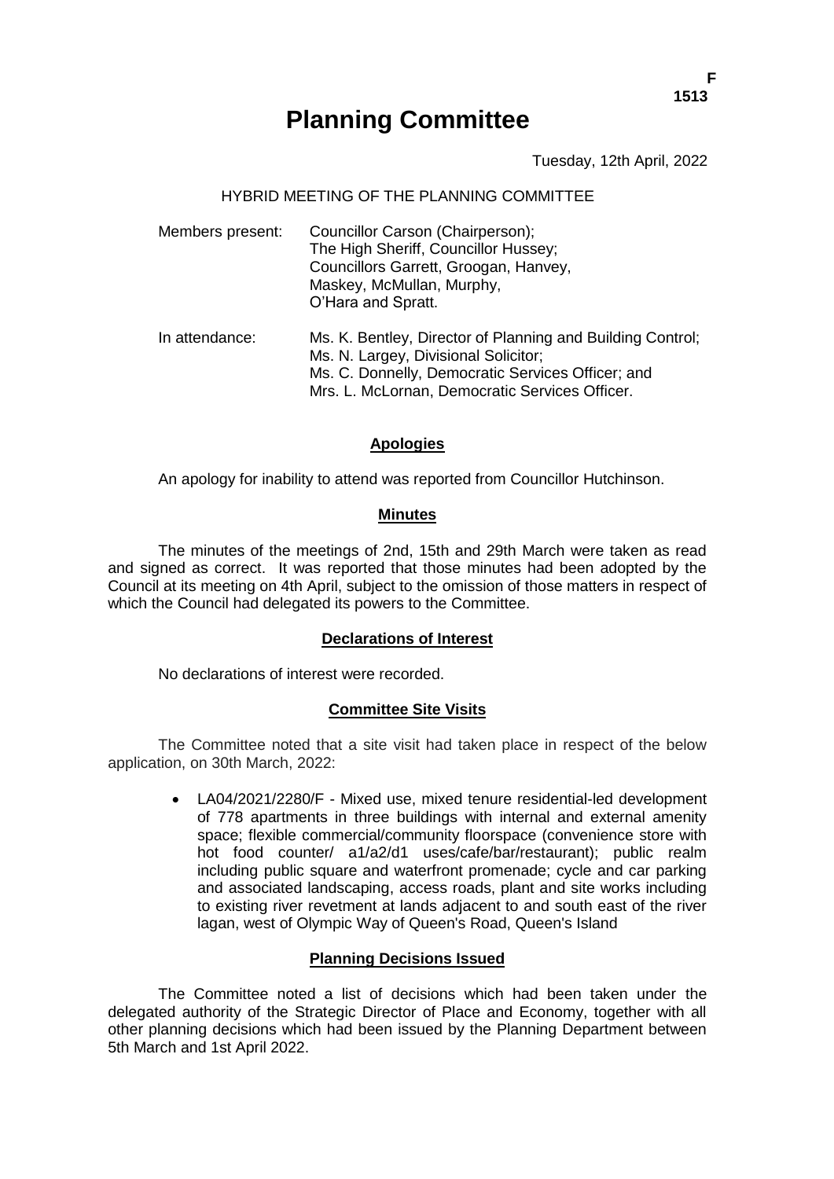# Planning Committee

Tuesday, 12th April, 2022

HYBRID MEETING OF THE PLANNING COMMITTEE

| | |
|---|---|
| Members present: | Councillor Carson (Chairperson); The High Sheriff, Councillor Hussey; Councillors Garrett, Groogan, Hanvey, Maskey, McMullan, Murphy, O'Hara and Spratt. |
| In attendance: | Ms. K. Bentley, Director of Planning and Building Control; Ms. N. Largey, Divisional Solicitor; Ms. C. Donnelly, Democratic Services Officer; and Mrs. L. McLornan, Democratic Services Officer. |

## Apologies

An apology for inability to attend was reported from Councillor Hutchinson.

## Minutes

The minutes of the meetings of 2nd, 15th and 29th March were taken as read and signed as correct. It was reported that those minutes had been adopted by the Council at its meeting on 4th April, subject to the omission of those matters in respect of which the Council had delegated its powers to the Committee.

## Declarations of Interest

No declarations of interest were recorded.

## Committee Site Visits

The Committee noted that a site visit had taken place in respect of the below application, on 30th March, 2022:

- LA04/2021/2280/F - Mixed use, mixed tenure residential-led development of 778 apartments in three buildings with internal and external amenity space; flexible commercial/community floorspace (convenience store with hot food counter/ a1/a2/d1 uses/cafe/bar/restaurant); public realm including public square and waterfront promenade; cycle and car parking and associated landscaping, access roads, plant and site works including to existing river revetment at lands adjacent to and south east of the river lagan, west of Olympic Way of Queen's Road, Queen's Island

## Planning Decisions Issued

The Committee noted a list of decisions which had been taken under the delegated authority of the Strategic Director of Place and Economy, together with all other planning decisions which had been issued by the Planning Department between 5th March and 1st April 2022.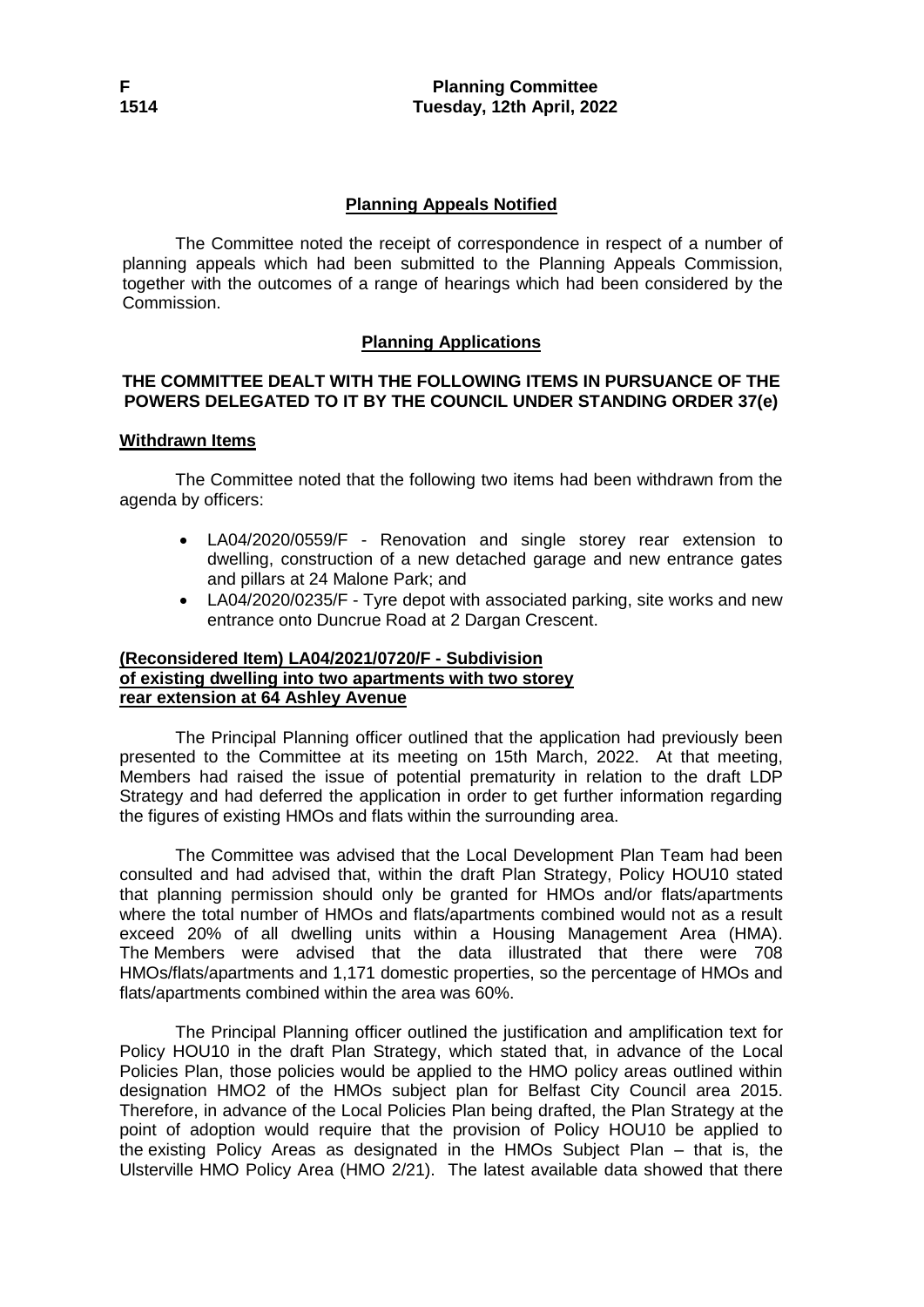## Planning Appeals Notified

The Committee noted the receipt of correspondence in respect of a number of planning appeals which had been submitted to the Planning Appeals Commission, together with the outcomes of a range of hearings which had been considered by the Commission.

## Planning Applications

### THE COMMITTEE DEALT WITH THE FOLLOWING ITEMS IN PURSUANCE OF THE POWERS DELEGATED TO IT BY THE COUNCIL UNDER STANDING ORDER 37(e)

**Withdrawn Items**

The Committee noted that the following two items had been withdrawn from the agenda by officers:

- LA04/2020/0559/F - Renovation and single storey rear extension to dwelling, construction of a new detached garage and new entrance gates and pillars at 24 Malone Park; and
- LA04/2020/0235/F - Tyre depot with associated parking, site works and new entrance onto Duncrue Road at 2 Dargan Crescent.

**(Reconsidered Item) LA04/2021/0720/F - Subdivision of existing dwelling into two apartments with two storey rear extension at 64 Ashley Avenue**

The Principal Planning officer outlined that the application had previously been presented to the Committee at its meeting on 15th March, 2022. At that meeting, Members had raised the issue of potential prematurity in relation to the draft LDP Strategy and had deferred the application in order to get further information regarding the figures of existing HMOs and flats within the surrounding area.

The Committee was advised that the Local Development Plan Team had been consulted and had advised that, within the draft Plan Strategy, Policy HOU10 stated that planning permission should only be granted for HMOs and/or flats/apartments where the total number of HMOs and flats/apartments combined would not as a result exceed 20% of all dwelling units within a Housing Management Area (HMA). The Members were advised that the data illustrated that there were 708 HMOs/flats/apartments and 1,171 domestic properties, so the percentage of HMOs and flats/apartments combined within the area was 60%.

The Principal Planning officer outlined the justification and amplification text for Policy HOU10 in the draft Plan Strategy, which stated that, in advance of the Local Policies Plan, those policies would be applied to the HMO policy areas outlined within designation HMO2 of the HMOs subject plan for Belfast City Council area 2015. Therefore, in advance of the Local Policies Plan being drafted, the Plan Strategy at the point of adoption would require that the provision of Policy HOU10 be applied to the existing Policy Areas as designated in the HMOs Subject Plan – that is, the Ulsterville HMO Policy Area (HMO 2/21). The latest available data showed that there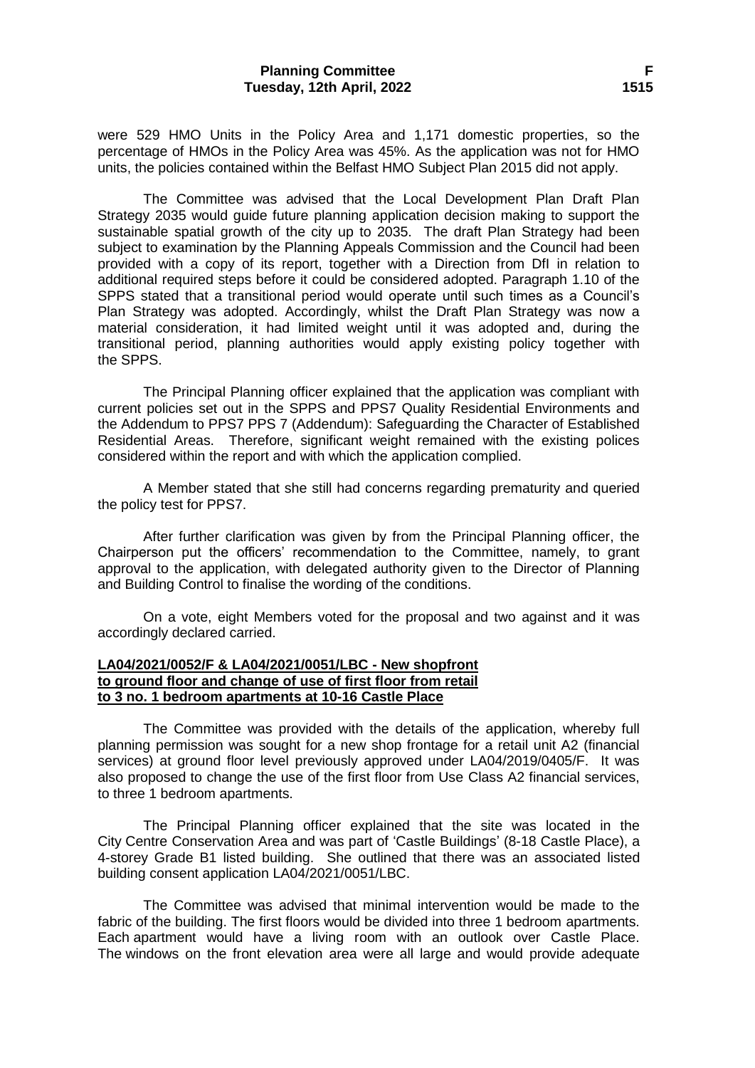were 529 HMO Units in the Policy Area and 1,171 domestic properties, so the percentage of HMOs in the Policy Area was 45%. As the application was not for HMO units, the policies contained within the Belfast HMO Subject Plan 2015 did not apply.

The Committee was advised that the Local Development Plan Draft Plan Strategy 2035 would guide future planning application decision making to support the sustainable spatial growth of the city up to 2035. The draft Plan Strategy had been subject to examination by the Planning Appeals Commission and the Council had been provided with a copy of its report, together with a Direction from DfI in relation to additional required steps before it could be considered adopted. Paragraph 1.10 of the SPPS stated that a transitional period would operate until such times as a Council's Plan Strategy was adopted. Accordingly, whilst the Draft Plan Strategy was now a material consideration, it had limited weight until it was adopted and, during the transitional period, planning authorities would apply existing policy together with the SPPS.

The Principal Planning officer explained that the application was compliant with current policies set out in the SPPS and PPS7 Quality Residential Environments and the Addendum to PPS7 PPS 7 (Addendum): Safeguarding the Character of Established Residential Areas. Therefore, significant weight remained with the existing polices considered within the report and with which the application complied.

A Member stated that she still had concerns regarding prematurity and queried the policy test for PPS7.

After further clarification was given by from the Principal Planning officer, the Chairperson put the officers' recommendation to the Committee, namely, to grant approval to the application, with delegated authority given to the Director of Planning and Building Control to finalise the wording of the conditions.

On a vote, eight Members voted for the proposal and two against and it was accordingly declared carried.

**LA04/2021/0052/F & LA04/2021/0051/LBC - New shopfront to ground floor and change of use of first floor from retail to 3 no. 1 bedroom apartments at 10-16 Castle Place**

The Committee was provided with the details of the application, whereby full planning permission was sought for a new shop frontage for a retail unit A2 (financial services) at ground floor level previously approved under LA04/2019/0405/F. It was also proposed to change the use of the first floor from Use Class A2 financial services, to three 1 bedroom apartments.

The Principal Planning officer explained that the site was located in the City Centre Conservation Area and was part of 'Castle Buildings' (8-18 Castle Place), a 4-storey Grade B1 listed building. She outlined that there was an associated listed building consent application LA04/2021/0051/LBC.

The Committee was advised that minimal intervention would be made to the fabric of the building. The first floors would be divided into three 1 bedroom apartments. Each apartment would have a living room with an outlook over Castle Place. The windows on the front elevation area were all large and would provide adequate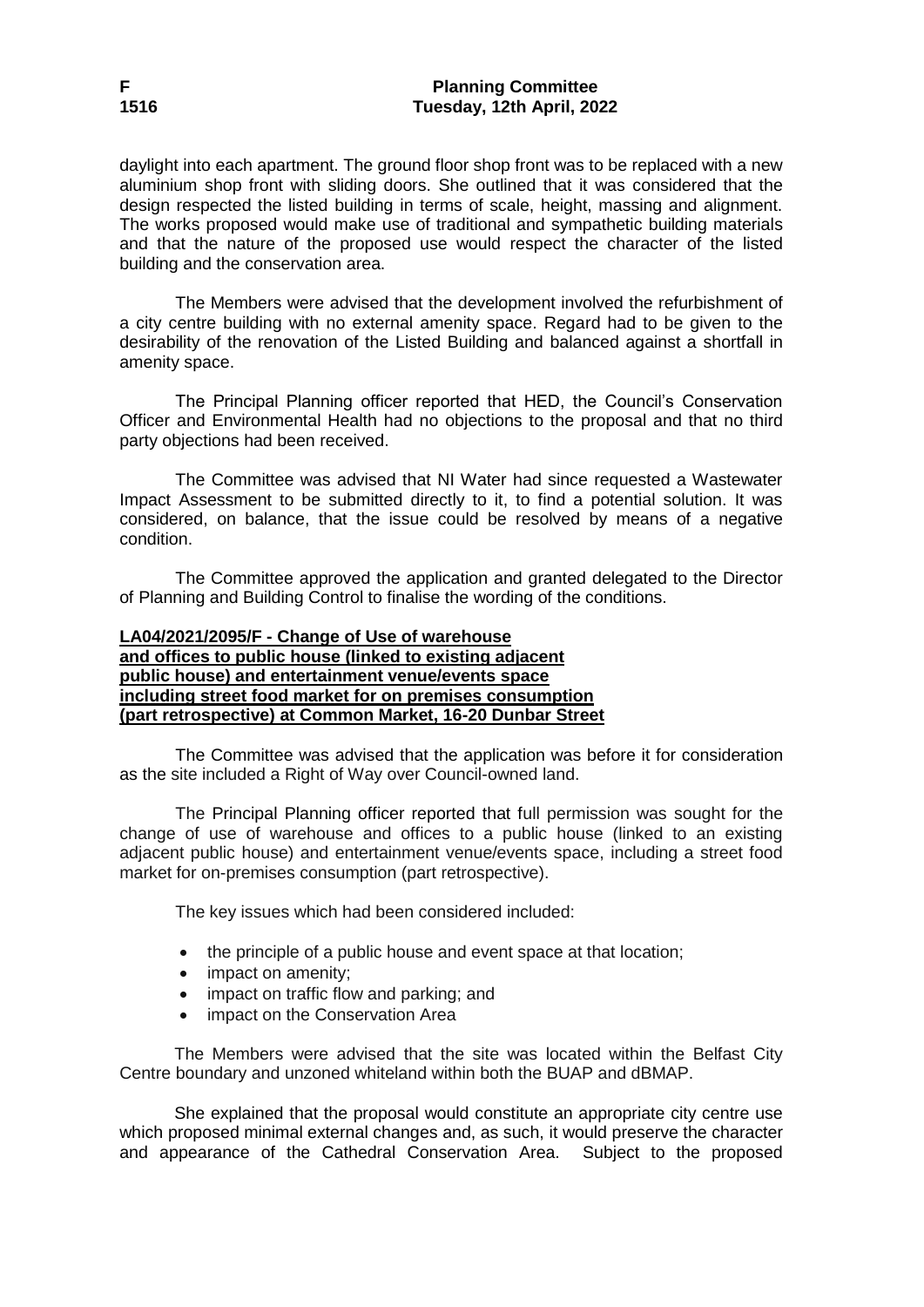daylight into each apartment. The ground floor shop front was to be replaced with a new aluminium shop front with sliding doors. She outlined that it was considered that the design respected the listed building in terms of scale, height, massing and alignment. The works proposed would make use of traditional and sympathetic building materials and that the nature of the proposed use would respect the character of the listed building and the conservation area.

The Members were advised that the development involved the refurbishment of a city centre building with no external amenity space. Regard had to be given to the desirability of the renovation of the Listed Building and balanced against a shortfall in amenity space.

The Principal Planning officer reported that HED, the Council's Conservation Officer and Environmental Health had no objections to the proposal and that no third party objections had been received.

The Committee was advised that NI Water had since requested a Wastewater Impact Assessment to be submitted directly to it, to find a potential solution. It was considered, on balance, that the issue could be resolved by means of a negative condition.

The Committee approved the application and granted delegated to the Director of Planning and Building Control to finalise the wording of the conditions.

**LA04/2021/2095/F - Change of Use of warehouse and offices to public house (linked to existing adjacent public house) and entertainment venue/events space including street food market for on premises consumption (part retrospective) at Common Market, 16-20 Dunbar Street**

The Committee was advised that the application was before it for consideration as the site included a Right of Way over Council-owned land.

The Principal Planning officer reported that full permission was sought for the change of use of warehouse and offices to a public house (linked to an existing adjacent public house) and entertainment venue/events space, including a street food market for on-premises consumption (part retrospective).

The key issues which had been considered included:

- the principle of a public house and event space at that location;
- impact on amenity;
- impact on traffic flow and parking; and
- impact on the Conservation Area

The Members were advised that the site was located within the Belfast City Centre boundary and unzoned whiteland within both the BUAP and dBMAP.

She explained that the proposal would constitute an appropriate city centre use which proposed minimal external changes and, as such, it would preserve the character and appearance of the Cathedral Conservation Area. Subject to the proposed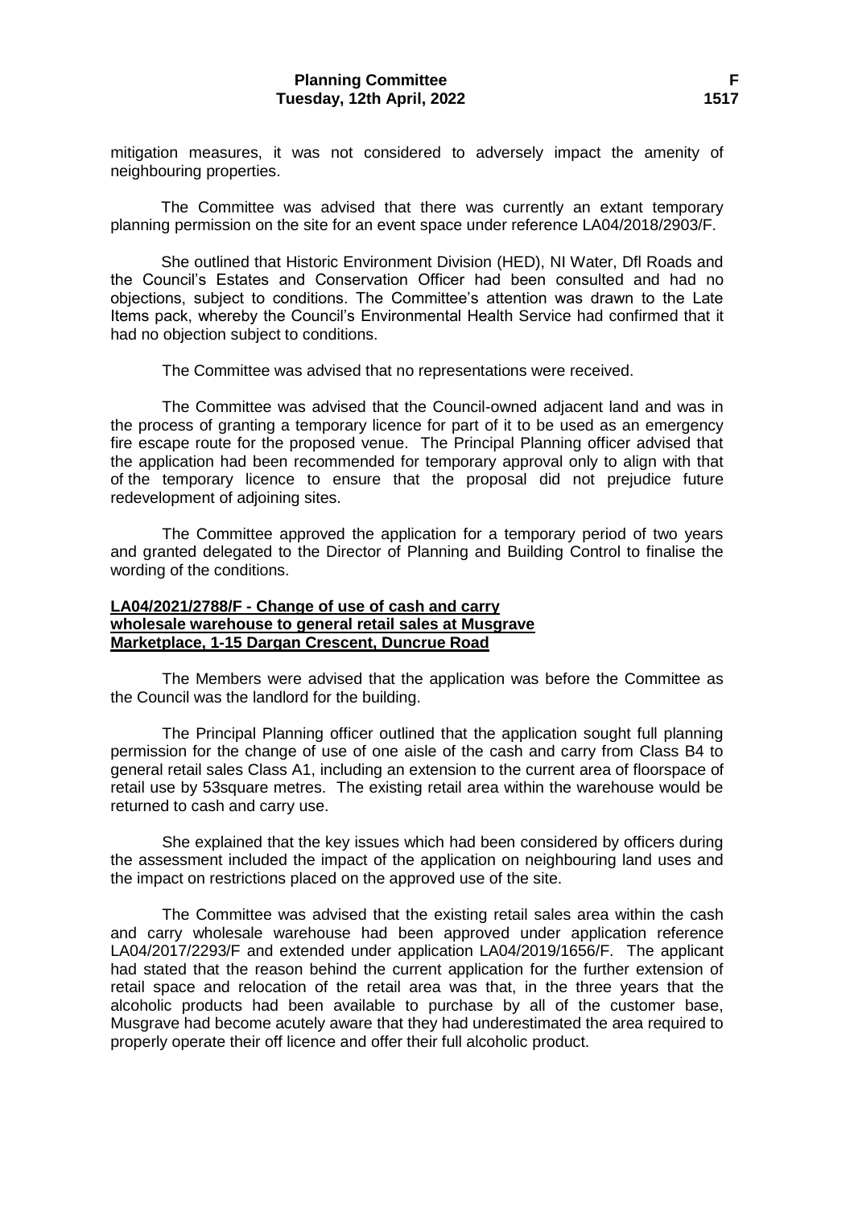mitigation measures, it was not considered to adversely impact the amenity of neighbouring properties.

The Committee was advised that there was currently an extant temporary planning permission on the site for an event space under reference LA04/2018/2903/F.

She outlined that Historic Environment Division (HED), NI Water, DfI Roads and the Council's Estates and Conservation Officer had been consulted and had no objections, subject to conditions. The Committee's attention was drawn to the Late Items pack, whereby the Council's Environmental Health Service had confirmed that it had no objection subject to conditions.

The Committee was advised that no representations were received.

The Committee was advised that the Council-owned adjacent land and was in the process of granting a temporary licence for part of it to be used as an emergency fire escape route for the proposed venue. The Principal Planning officer advised that the application had been recommended for temporary approval only to align with that of the temporary licence to ensure that the proposal did not prejudice future redevelopment of adjoining sites.

The Committee approved the application for a temporary period of two years and granted delegated to the Director of Planning and Building Control to finalise the wording of the conditions.

**LA04/2021/2788/F - Change of use of cash and carry wholesale warehouse to general retail sales at Musgrave Marketplace, 1-15 Dargan Crescent, Duncrue Road**

The Members were advised that the application was before the Committee as the Council was the landlord for the building.

The Principal Planning officer outlined that the application sought full planning permission for the change of use of one aisle of the cash and carry from Class B4 to general retail sales Class A1, including an extension to the current area of floorspace of retail use by 53square metres. The existing retail area within the warehouse would be returned to cash and carry use.

She explained that the key issues which had been considered by officers during the assessment included the impact of the application on neighbouring land uses and the impact on restrictions placed on the approved use of the site.

The Committee was advised that the existing retail sales area within the cash and carry wholesale warehouse had been approved under application reference LA04/2017/2293/F and extended under application LA04/2019/1656/F. The applicant had stated that the reason behind the current application for the further extension of retail space and relocation of the retail area was that, in the three years that the alcoholic products had been available to purchase by all of the customer base, Musgrave had become acutely aware that they had underestimated the area required to properly operate their off licence and offer their full alcoholic product.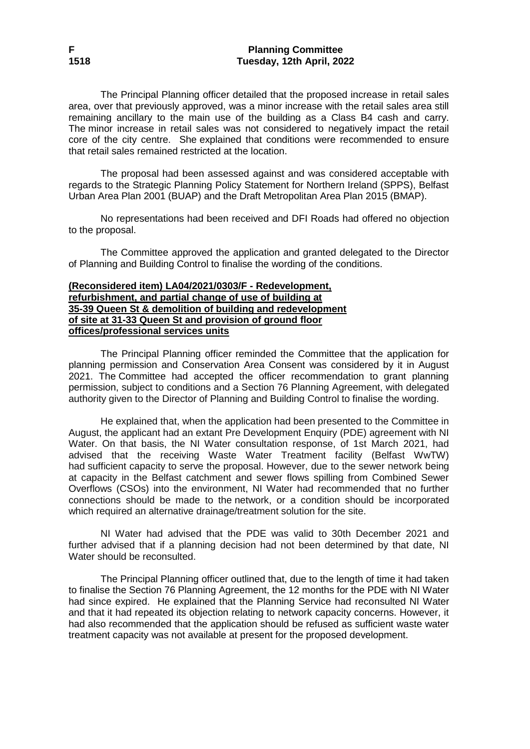The Principal Planning officer detailed that the proposed increase in retail sales area, over that previously approved, was a minor increase with the retail sales area still remaining ancillary to the main use of the building as a Class B4 cash and carry. The minor increase in retail sales was not considered to negatively impact the retail core of the city centre. She explained that conditions were recommended to ensure that retail sales remained restricted at the location.

The proposal had been assessed against and was considered acceptable with regards to the Strategic Planning Policy Statement for Northern Ireland (SPPS), Belfast Urban Area Plan 2001 (BUAP) and the Draft Metropolitan Area Plan 2015 (BMAP).

No representations had been received and DFI Roads had offered no objection to the proposal.

The Committee approved the application and granted delegated to the Director of Planning and Building Control to finalise the wording of the conditions.

**(Reconsidered item) LA04/2021/0303/F - Redevelopment, refurbishment, and partial change of use of building at 35-39 Queen St & demolition of building and redevelopment of site at 31-33 Queen St and provision of ground floor offices/professional services units**

The Principal Planning officer reminded the Committee that the application for planning permission and Conservation Area Consent was considered by it in August 2021. The Committee had accepted the officer recommendation to grant planning permission, subject to conditions and a Section 76 Planning Agreement, with delegated authority given to the Director of Planning and Building Control to finalise the wording.

He explained that, when the application had been presented to the Committee in August, the applicant had an extant Pre Development Enquiry (PDE) agreement with NI Water. On that basis, the NI Water consultation response, of 1st March 2021, had advised that the receiving Waste Water Treatment facility (Belfast WwTW) had sufficient capacity to serve the proposal. However, due to the sewer network being at capacity in the Belfast catchment and sewer flows spilling from Combined Sewer Overflows (CSOs) into the environment, NI Water had recommended that no further connections should be made to the network, or a condition should be incorporated which required an alternative drainage/treatment solution for the site.

NI Water had advised that the PDE was valid to 30th December 2021 and further advised that if a planning decision had not been determined by that date, NI Water should be reconsulted.

The Principal Planning officer outlined that, due to the length of time it had taken to finalise the Section 76 Planning Agreement, the 12 months for the PDE with NI Water had since expired. He explained that the Planning Service had reconsulted NI Water and that it had repeated its objection relating to network capacity concerns. However, it had also recommended that the application should be refused as sufficient waste water treatment capacity was not available at present for the proposed development.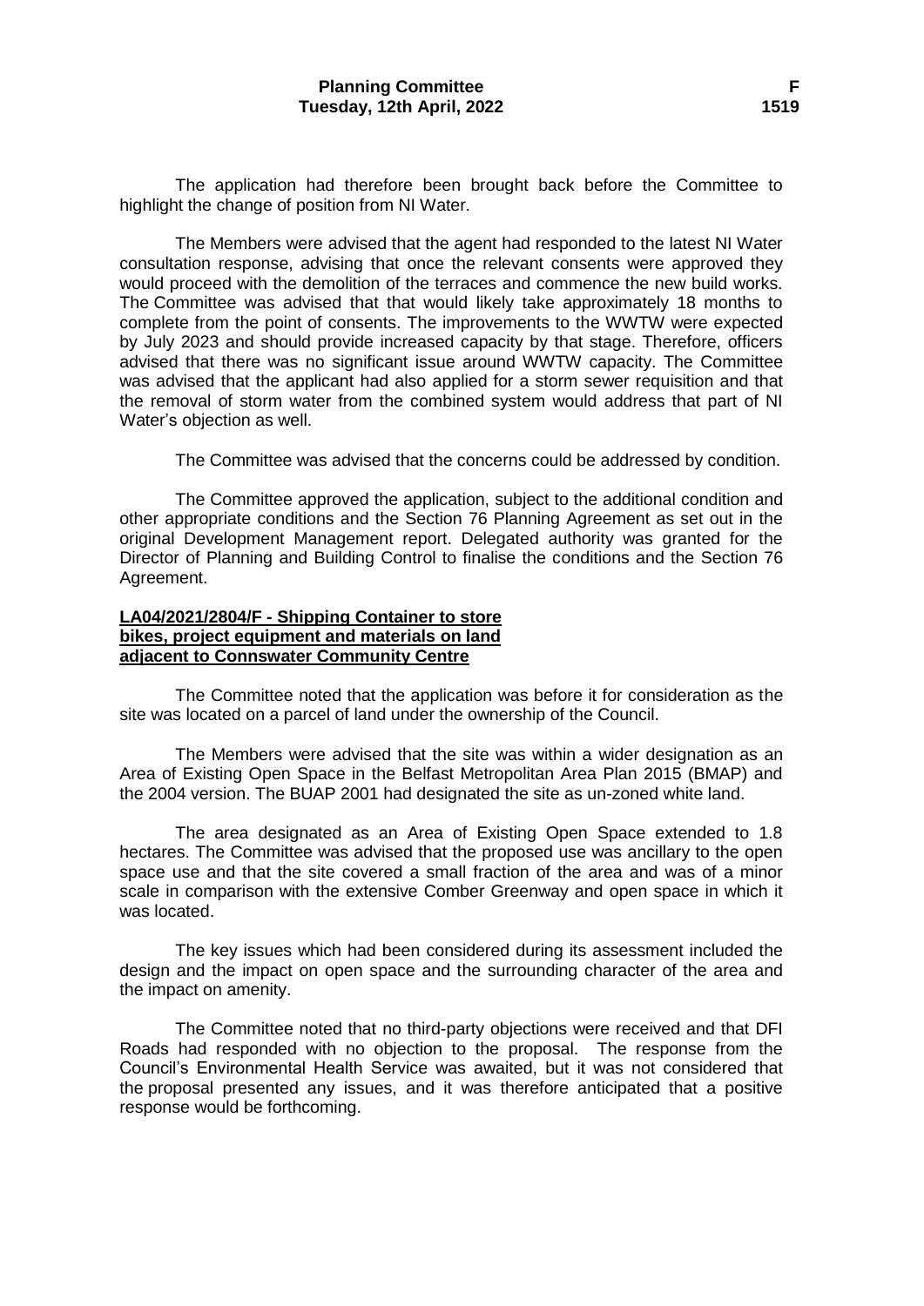The application had therefore been brought back before the Committee to highlight the change of position from NI Water.

The Members were advised that the agent had responded to the latest NI Water consultation response, advising that once the relevant consents were approved they would proceed with the demolition of the terraces and commence the new build works. The Committee was advised that that would likely take approximately 18 months to complete from the point of consents. The improvements to the WWTW were expected by July 2023 and should provide increased capacity by that stage. Therefore, officers advised that there was no significant issue around WWTW capacity. The Committee was advised that the applicant had also applied for a storm sewer requisition and that the removal of storm water from the combined system would address that part of NI Water's objection as well.

The Committee was advised that the concerns could be addressed by condition.

The Committee approved the application, subject to the additional condition and other appropriate conditions and the Section 76 Planning Agreement as set out in the original Development Management report. Delegated authority was granted for the Director of Planning and Building Control to finalise the conditions and the Section 76 Agreement.

**LA04/2021/2804/F - Shipping Container to store bikes, project equipment and materials on land adjacent to Connswater Community Centre**

The Committee noted that the application was before it for consideration as the site was located on a parcel of land under the ownership of the Council.

The Members were advised that the site was within a wider designation as an Area of Existing Open Space in the Belfast Metropolitan Area Plan 2015 (BMAP) and the 2004 version. The BUAP 2001 had designated the site as un-zoned white land.

The area designated as an Area of Existing Open Space extended to 1.8 hectares. The Committee was advised that the proposed use was ancillary to the open space use and that the site covered a small fraction of the area and was of a minor scale in comparison with the extensive Comber Greenway and open space in which it was located.

The key issues which had been considered during its assessment included the design and the impact on open space and the surrounding character of the area and the impact on amenity.

The Committee noted that no third-party objections were received and that DFI Roads had responded with no objection to the proposal. The response from the Council's Environmental Health Service was awaited, but it was not considered that the proposal presented any issues, and it was therefore anticipated that a positive response would be forthcoming.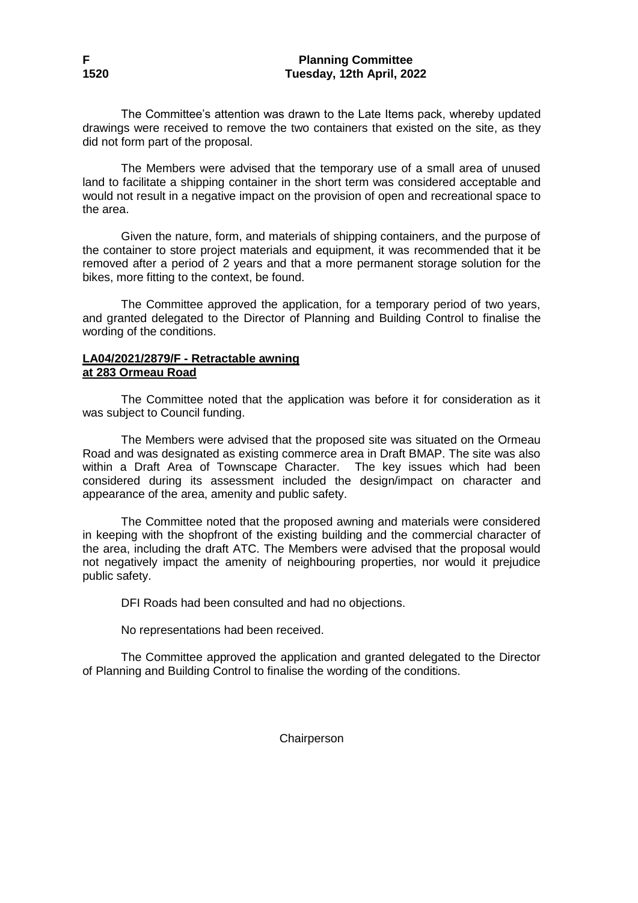The Committee's attention was drawn to the Late Items pack, whereby updated drawings were received to remove the two containers that existed on the site, as they did not form part of the proposal.

The Members were advised that the temporary use of a small area of unused land to facilitate a shipping container in the short term was considered acceptable and would not result in a negative impact on the provision of open and recreational space to the area.

Given the nature, form, and materials of shipping containers, and the purpose of the container to store project materials and equipment, it was recommended that it be removed after a period of 2 years and that a more permanent storage solution for the bikes, more fitting to the context, be found.

The Committee approved the application, for a temporary period of two years, and granted delegated to the Director of Planning and Building Control to finalise the wording of the conditions.

**LA04/2021/2879/F - Retractable awning at 283 Ormeau Road**

The Committee noted that the application was before it for consideration as it was subject to Council funding.

The Members were advised that the proposed site was situated on the Ormeau Road and was designated as existing commerce area in Draft BMAP. The site was also within a Draft Area of Townscape Character. The key issues which had been considered during its assessment included the design/impact on character and appearance of the area, amenity and public safety.

The Committee noted that the proposed awning and materials were considered in keeping with the shopfront of the existing building and the commercial character of the area, including the draft ATC. The Members were advised that the proposal would not negatively impact the amenity of neighbouring properties, nor would it prejudice public safety.

DFI Roads had been consulted and had no objections.

No representations had been received.

The Committee approved the application and granted delegated to the Director of Planning and Building Control to finalise the wording of the conditions.

Chairperson